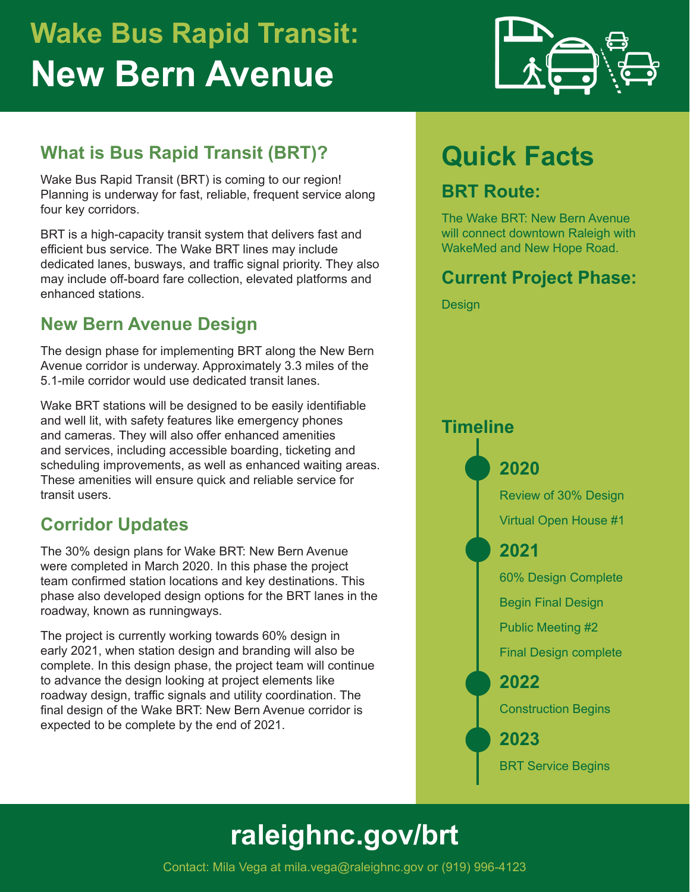# Wake Bus Rapid Transit: New Bern Avenue

## What is Bus Rapid Transit (BRT)?

Wake Bus Rapid Transit (BRT) is coming to our region! Planning is underway for fast, reliable, frequent service along four key corridors.

BRT is a high-capacity transit system that delivers fast and efficient bus service. The Wake BRT lines may include dedicated lanes, busways, and traffic signal priority. They also may include off-board fare collection, elevated platforms and enhanced stations.

## New Bern Avenue Design

The design phase for implementing BRT along the New Bern Avenue corridor is underway. Approximately 3.3 miles of the 5.1-mile corridor would use dedicated transit lanes.

Wake BRT stations will be designed to be easily identifiable and well lit, with safety features like emergency phones and cameras. They will also offer enhanced amenities and services, including accessible boarding, ticketing and scheduling improvements, as well as enhanced waiting areas. These amenities will ensure quick and reliable service for transit users.

## Corridor Updates

The 30% design plans for Wake BRT: New Bern Avenue were completed in March 2020. In this phase the project team confirmed station locations and key destinations. This phase also developed design options for the BRT lanes in the roadway, known as runningways.

The project is currently working towards 60% design in early 2021, when station design and branding will also be complete. In this design phase, the project team will continue to advance the design looking at project elements like roadway design, traffic signals and utility coordination. The final design of the Wake BRT: New Bern Avenue corridor is expected to be complete by the end of 2021.

# Quick Facts

## BRT Route:

The Wake BRT: New Bern Avenue will connect downtown Raleigh with WakeMed and New Hope Road.

## Current Project Phase:

Design

## Timeline

### 2020

- Review of 30% Design
- Virtual Open House #1

### 2021

- 60% Design Complete
- Begin Final Design
- Public Meeting #2
- Final Design complete

### 2022

- Construction Begins

### 2023

- BRT Service Begins

## raleighnc.gov/brt

Contact: Mila Vega at mila.vega@raleighnc.gov or (919) 996-4123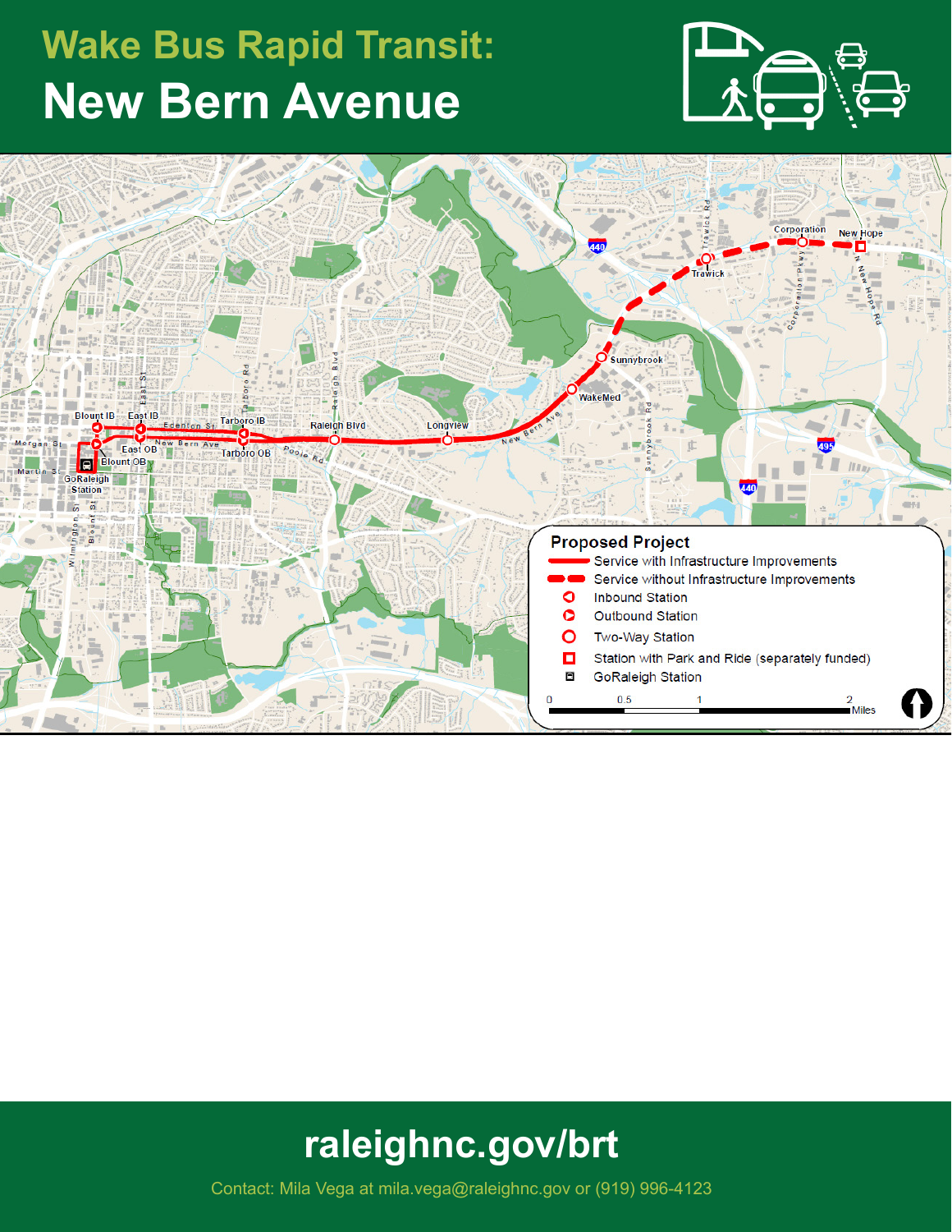# Wake Bus Rapid Transit:

# New Bern Avenue

Blount IB
East IB
Edenton St
Tarboro IB
Raleigh Blvd
Longview
Morgan St
East OB
New Bern Ave
Blount OB
Tarboro OB
Poole Rd
Martin St
GoRaleigh Station
Wilmington St
Blount St
East St
Tarboro Rd
Raleigh Blvd
New Bern Ave
WakeMed
Sunnybrook
Sunnybrook Rd
Trawick Rd
Trawick
Corporation
Corporation Pkwy
New Hope
N New Hope Rd
440
495
440

**Proposed Project**

- Service with Infrastructure Improvements
- Service without Infrastructure Improvements
- Inbound Station
- Outbound Station
- Two-Way Station
- Station with Park and Ride (separately funded)
- GoRaleigh Station

0
0.5
1
2
Miles

## raleighnc.gov/brt

Contact: Mila Vega at mila.vega@raleighnc.gov or (919) 996-4123